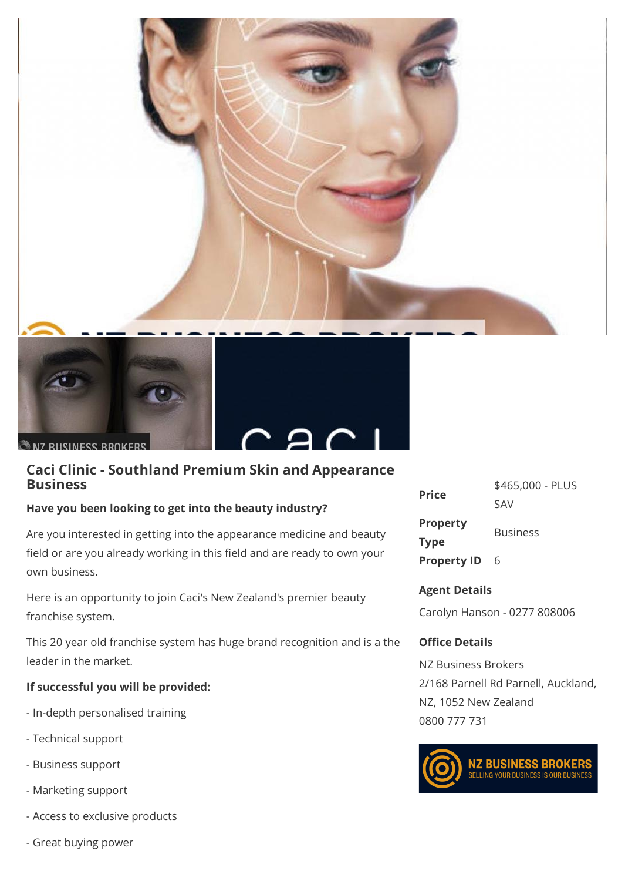# Caci Clinic - Southland Premium Skin and Appearance Business

**Have you been looking to get into the beauty industry?**

Are you interested in getting into the appearance medicine and beauty field or are you already working in this field and are ready to own your own business.

Here is an opportunity to join Caci's New Zealand's premier beauty franchise system.

This 20 year old franchise system has huge brand recognition and is a the leader in the market.

**If successful you will be provided:**

- In-depth personalised training
- Technical support
- Business support
- Marketing support
- Access to exclusive products
- Great buying power

| | |
|---|---|
| **Price** | $465,000 - PLUS SAV |
| **Property Type** | Business |
| **Property ID** | 6 |

**Agent Details**

Carolyn Hanson - 0277 808006

**Office Details**

NZ Business Brokers
2/168 Parnell Rd Parnell, Auckland, NZ, 1052 New Zealand
0800 777 731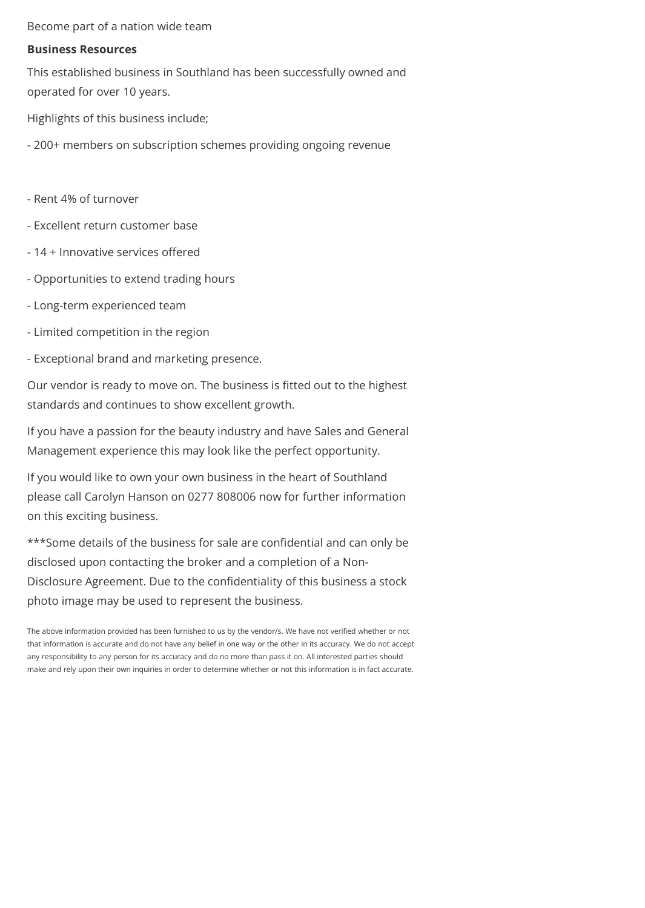Become part of a nation wide team

**Business Resources**

This established business in Southland has been successfully owned and operated for over 10 years.

Highlights of this business include;

- 200+ members on subscription schemes providing ongoing revenue

- Rent 4% of turnover
- Excellent return customer base
- 14 + Innovative services offered
- Opportunities to extend trading hours
- Long-term experienced team
- Limited competition in the region
- Exceptional brand and marketing presence.

Our vendor is ready to move on. The business is fitted out to the highest standards and continues to show excellent growth.

If you have a passion for the beauty industry and have Sales and General Management experience this may look like the perfect opportunity.

If you would like to own your own business in the heart of Southland please call Carolyn Hanson on 0277 808006 now for further information on this exciting business.

***Some details of the business for sale are confidential and can only be disclosed upon contacting the broker and a completion of a Non-Disclosure Agreement. Due to the confidentiality of this business a stock photo image may be used to represent the business.

The above information provided has been furnished to us by the vendor/s. We have not verified whether or not that information is accurate and do not have any belief in one way or the other in its accuracy. We do not accept any responsibility to any person for its accuracy and do no more than pass it on. All interested parties should make and rely upon their own inquiries in order to determine whether or not this information is in fact accurate.